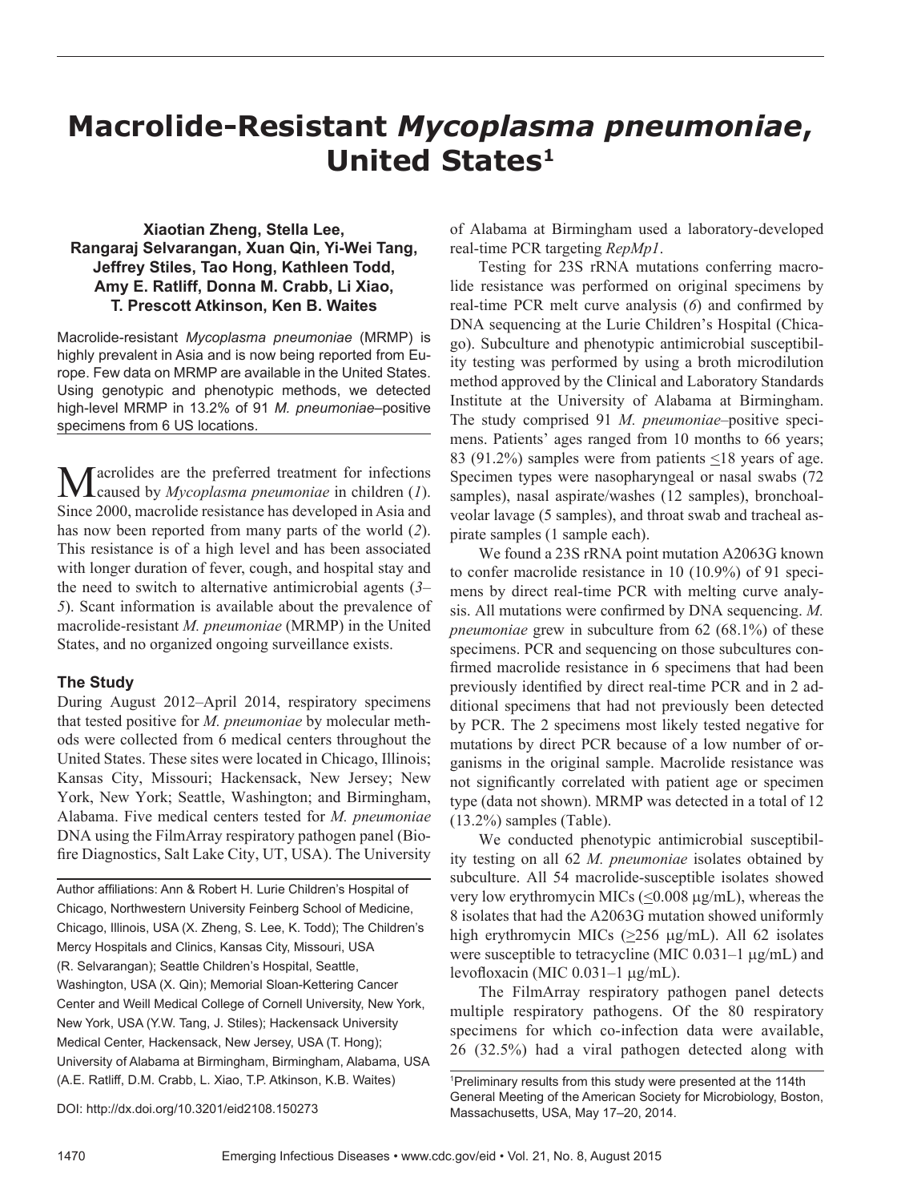# Macrolide-Resistant *Mycoplasma pneumoniae*, United States[1]

**Xiaotian Zheng, Stella Lee, Rangaraj Selvarangan, Xuan Qin, Yi-Wei Tang, Jeffrey Stiles, Tao Hong, Kathleen Todd, Amy E. Ratliff, Donna M. Crabb, Li Xiao, T. Prescott Atkinson, Ken B. Waites**

Macrolide-resistant *Mycoplasma pneumoniae* (MRMP) is highly prevalent in Asia and is now being reported from Europe. Few data on MRMP are available in the United States. Using genotypic and phenotypic methods, we detected high-level MRMP in 13.2% of 91 *M. pneumoniae*–positive specimens from 6 US locations.

Macrolides are the preferred treatment for infections caused by *Mycoplasma pneumoniae* in children (*1*). Since 2000, macrolide resistance has developed in Asia and has now been reported from many parts of the world (*2*). This resistance is of a high level and has been associated with longer duration of fever, cough, and hospital stay and the need to switch to alternative antimicrobial agents (*3*–*5*). Scant information is available about the prevalence of macrolide-resistant *M. pneumoniae* (MRMP) in the United States, and no organized ongoing surveillance exists.

## The Study

During August 2012–April 2014, respiratory specimens that tested positive for *M. pneumoniae* by molecular methods were collected from 6 medical centers throughout the United States. These sites were located in Chicago, Illinois; Kansas City, Missouri; Hackensack, New Jersey; New York, New York; Seattle, Washington; and Birmingham, Alabama. Five medical centers tested for *M. pneumoniae* DNA using the FilmArray respiratory pathogen panel (Biofire Diagnostics, Salt Lake City, UT, USA). The University of Alabama at Birmingham used a laboratory-developed real-time PCR targeting *RepMp1*.

Testing for 23S rRNA mutations conferring macrolide resistance was performed on original specimens by real-time PCR melt curve analysis (*6*) and confirmed by DNA sequencing at the Lurie Children's Hospital (Chicago). Subculture and phenotypic antimicrobial susceptibility testing was performed by using a broth microdilution method approved by the Clinical and Laboratory Standards Institute at the University of Alabama at Birmingham. The study comprised 91 *M. pneumoniae*–positive specimens. Patients' ages ranged from 10 months to 66 years; 83 (91.2%) samples were from patients ≤18 years of age. Specimen types were nasopharyngeal or nasal swabs (72 samples), nasal aspirate/washes (12 samples), bronchoalveolar lavage (5 samples), and throat swab and tracheal aspirate samples (1 sample each).

We found a 23S rRNA point mutation A2063G known to confer macrolide resistance in 10 (10.9%) of 91 specimens by direct real-time PCR with melting curve analysis. All mutations were confirmed by DNA sequencing. *M. pneumoniae* grew in subculture from 62 (68.1%) of these specimens. PCR and sequencing on those subcultures confirmed macrolide resistance in 6 specimens that had been previously identified by direct real-time PCR and in 2 additional specimens that had not previously been detected by PCR. The 2 specimens most likely tested negative for mutations by direct PCR because of a low number of organisms in the original sample. Macrolide resistance was not significantly correlated with patient age or specimen type (data not shown). MRMP was detected in a total of 12 (13.2%) samples (Table).

We conducted phenotypic antimicrobial susceptibility testing on all 62 *M. pneumoniae* isolates obtained by subculture. All 54 macrolide-susceptible isolates showed very low erythromycin MICs (≤0.008 μg/mL), whereas the 8 isolates that had the A2063G mutation showed uniformly high erythromycin MICs (≥256 μg/mL). All 62 isolates were susceptible to tetracycline (MIC 0.031–1 μg/mL) and levofloxacin (MIC 0.031–1 μg/mL).

The FilmArray respiratory pathogen panel detects multiple respiratory pathogens. Of the 80 respiratory specimens for which co-infection data were available, 26 (32.5%) had a viral pathogen detected along with

Author affiliations: Ann & Robert H. Lurie Children's Hospital of Chicago, Northwestern University Feinberg School of Medicine, Chicago, Illinois, USA (X. Zheng, S. Lee, K. Todd); The Children's Mercy Hospitals and Clinics, Kansas City, Missouri, USA (R. Selvarangan); Seattle Children's Hospital, Seattle, Washington, USA (X. Qin); Memorial Sloan-Kettering Cancer Center and Weill Medical College of Cornell University, New York, New York, USA (Y.W. Tang, J. Stiles); Hackensack University Medical Center, Hackensack, New Jersey, USA (T. Hong); University of Alabama at Birmingham, Birmingham, Alabama, USA (A.E. Ratliff, D.M. Crabb, L. Xiao, T.P. Atkinson, K.B. Waites)

DOI: http://dx.doi.org/10.3201/eid2108.150273

[1]Preliminary results from this study were presented at the 114th General Meeting of the American Society for Microbiology, Boston, Massachusetts, USA, May 17–20, 2014.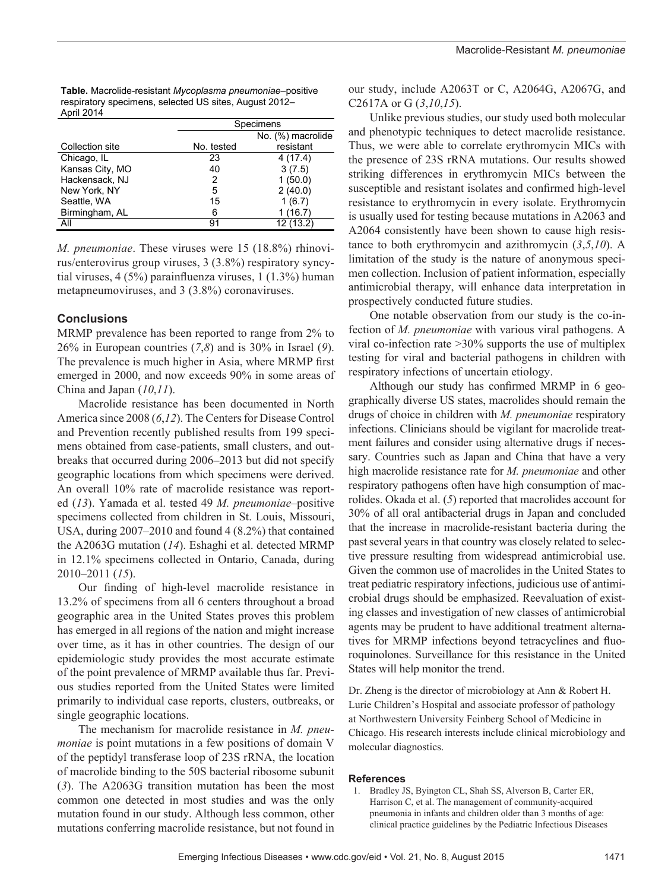**Table.** Macrolide-resistant *Mycoplasma pneumoniae*–positive respiratory specimens, selected US sites, August 2012–April 2014

| Collection site | Specimens | |
|---|---|---|
| | No. tested | No. (%) macrolide resistant |
| Chicago, IL | 23 | 4 (17.4) |
| Kansas City, MO | 40 | 3 (7.5) |
| Hackensack, NJ | 2 | 1 (50.0) |
| New York, NY | 5 | 2 (40.0) |
| Seattle, WA | 15 | 1 (6.7) |
| Birmingham, AL | 6 | 1 (16.7) |
| All | 91 | 12 (13.2) |

*M. pneumoniae*. These viruses were 15 (18.8%) rhinovirus/enterovirus group viruses, 3 (3.8%) respiratory syncytial viruses, 4 (5%) parainfluenza viruses, 1 (1.3%) human metapneumoviruses, and 3 (3.8%) coronaviruses.

## Conclusions

MRMP prevalence has been reported to range from 2% to 26% in European countries (*7*,*8*) and is 30% in Israel (*9*). The prevalence is much higher in Asia, where MRMP first emerged in 2000, and now exceeds 90% in some areas of China and Japan (*10*,*11*).

Macrolide resistance has been documented in North America since 2008 (*6*,*12*). The Centers for Disease Control and Prevention recently published results from 199 specimens obtained from case-patients, small clusters, and outbreaks that occurred during 2006–2013 but did not specify geographic locations from which specimens were derived. An overall 10% rate of macrolide resistance was reported (*13*). Yamada et al. tested 49 *M. pneumoniae*–positive specimens collected from children in St. Louis, Missouri, USA, during 2007–2010 and found 4 (8.2%) that contained the A2063G mutation (*14*). Eshaghi et al. detected MRMP in 12.1% specimens collected in Ontario, Canada, during 2010–2011 (*15*).

Our finding of high-level macrolide resistance in 13.2% of specimens from all 6 centers throughout a broad geographic area in the United States proves this problem has emerged in all regions of the nation and might increase over time, as it has in other countries. The design of our epidemiologic study provides the most accurate estimate of the point prevalence of MRMP available thus far. Previous studies reported from the United States were limited primarily to individual case reports, clusters, outbreaks, or single geographic locations.

The mechanism for macrolide resistance in *M. pneumoniae* is point mutations in a few positions of domain V of the peptidyl transferase loop of 23S rRNA, the location of macrolide binding to the 50S bacterial ribosome subunit (*3*). The A2063G transition mutation has been the most common one detected in most studies and was the only mutation found in our study. Although less common, other mutations conferring macrolide resistance, but not found in our study, include A2063T or C, A2064G, A2067G, and C2617A or G (*3*,*10*,*15*).

Unlike previous studies, our study used both molecular and phenotypic techniques to detect macrolide resistance. Thus, we were able to correlate erythromycin MICs with the presence of 23S rRNA mutations. Our results showed striking differences in erythromycin MICs between the susceptible and resistant isolates and confirmed high-level resistance to erythromycin in every isolate. Erythromycin is usually used for testing because mutations in A2063 and A2064 consistently have been shown to cause high resistance to both erythromycin and azithromycin (*3*,*5*,*10*). A limitation of the study is the nature of anonymous specimen collection. Inclusion of patient information, especially antimicrobial therapy, will enhance data interpretation in prospectively conducted future studies.

One notable observation from our study is the co-infection of *M. pneumoniae* with various viral pathogens. A viral co-infection rate >30% supports the use of multiplex testing for viral and bacterial pathogens in children with respiratory infections of uncertain etiology.

Although our study has confirmed MRMP in 6 geographically diverse US states, macrolides should remain the drugs of choice in children with *M. pneumoniae* respiratory infections. Clinicians should be vigilant for macrolide treatment failures and consider using alternative drugs if necessary. Countries such as Japan and China that have a very high macrolide resistance rate for *M. pneumoniae* and other respiratory pathogens often have high consumption of macrolides. Okada et al. (*5*) reported that macrolides account for 30% of all oral antibacterial drugs in Japan and concluded that the increase in macrolide-resistant bacteria during the past several years in that country was closely related to selective pressure resulting from widespread antimicrobial use. Given the common use of macrolides in the United States to treat pediatric respiratory infections, judicious use of antimicrobial drugs should be emphasized. Reevaluation of existing classes and investigation of new classes of antimicrobial agents may be prudent to have additional treatment alternatives for MRMP infections beyond tetracyclines and fluoroquinolones. Surveillance for this resistance in the United States will help monitor the trend.

Dr. Zheng is the director of microbiology at Ann & Robert H. Lurie Children's Hospital and associate professor of pathology at Northwestern University Feinberg School of Medicine in Chicago. His research interests include clinical microbiology and molecular diagnostics.

### References

1. Bradley JS, Byington CL, Shah SS, Alverson B, Carter ER, Harrison C, et al. The management of community-acquired pneumonia in infants and children older than 3 months of age: clinical practice guidelines by the Pediatric Infectious Diseases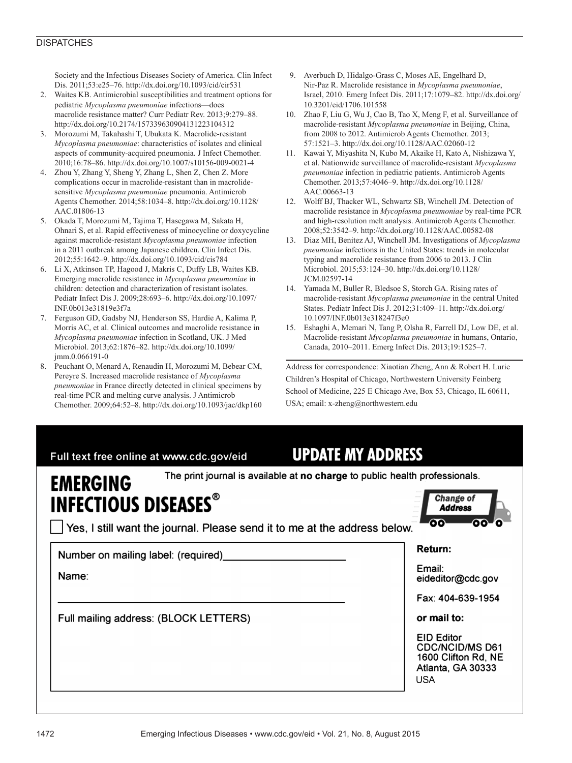Society and the Infectious Diseases Society of America. Clin Infect Dis. 2011;53:e25–76. http://dx.doi.org/10.1093/cid/cir531

2. Waites KB. Antimicrobial susceptibilities and treatment options for pediatric *Mycoplasma pneumoniae* infections—does macrolide resistance matter? Curr Pediatr Rev. 2013;9:279–88. http://dx.doi.org/10.2174/157339630904131223104312
3. Morozumi M, Takahashi T, Ubukata K. Macrolide-resistant *Mycoplasma pneumoniae*: characteristics of isolates and clinical aspects of community-acquired pneumonia. J Infect Chemother. 2010;16:78–86. http://dx.doi.org/10.1007/s10156-009-0021-4
4. Zhou Y, Zhang Y, Sheng Y, Zhang L, Shen Z, Chen Z. More complications occur in macrolide-resistant than in macrolide-sensitive *Mycoplasma pneumoniae* pneumonia. Antimicrob Agents Chemother. 2014;58:1034–8. http://dx.doi.org/10.1128/AAC.01806-13
5. Okada T, Morozumi M, Tajima T, Hasegawa M, Sakata H, Ohnari S, et al. Rapid effectiveness of minocycline or doxycycline against macrolide-resistant *Mycoplasma pneumoniae* infection in a 2011 outbreak among Japanese children. Clin Infect Dis. 2012;55:1642–9. http://dx.doi.org/10.1093/cid/cis784
6. Li X, Atkinson TP, Hagood J, Makris C, Duffy LB, Waites KB. Emerging macrolide resistance in *Mycoplasma pneumoniae* in children: detection and characterization of resistant isolates. Pediatr Infect Dis J. 2009;28:693–6. http://dx.doi.org/10.1097/INF.0b013e31819e3f7a
7. Ferguson GD, Gadsby NJ, Henderson SS, Hardie A, Kalima P, Morris AC, et al. Clinical outcomes and macrolide resistance in *Mycoplasma pneumoniae* infection in Scotland, UK. J Med Microbiol. 2013;62:1876–82. http://dx.doi.org/10.1099/jmm.0.066191-0
8. Peuchant O, Menard A, Renaudin H, Morozumi M, Bebear CM, Pereyre S. Increased macrolide resistance of *Mycoplasma pneumoniae* in France directly detected in clinical specimens by real-time PCR and melting curve analysis. J Antimicrob Chemother. 2009;64:52–8. http://dx.doi.org/10.1093/jac/dkp160
9. Averbuch D, Hidalgo-Grass C, Moses AE, Engelhard D, Nir-Paz R. Macrolide resistance in *Mycoplasma pneumoniae*, Israel, 2010. Emerg Infect Dis. 2011;17:1079–82. http://dx.doi.org/10.3201/eid/1706.101558
10. Zhao F, Liu G, Wu J, Cao B, Tao X, Meng F, et al. Surveillance of macrolide-resistant *Mycoplasma pneumoniae* in Beijing, China, from 2008 to 2012. Antimicrob Agents Chemother. 2013;57:1521–3. http://dx.doi.org/10.1128/AAC.02060-12
11. Kawai Y, Miyashita N, Kubo M, Akaike H, Kato A, Nishizawa Y, et al. Nationwide surveillance of macrolide-resistant *Mycoplasma pneumoniae* infection in pediatric patients. Antimicrob Agents Chemother. 2013;57:4046–9. http://dx.doi.org/10.1128/AAC.00663-13
12. Wolff BJ, Thacker WL, Schwartz SB, Winchell JM. Detection of macrolide resistance in *Mycoplasma pneumoniae* by real-time PCR and high-resolution melt analysis. Antimicrob Agents Chemother. 2008;52:3542–9. http://dx.doi.org/10.1128/AAC.00582-08
13. Diaz MH, Benitez AJ, Winchell JM. Investigations of *Mycoplasma pneumoniae* infections in the United States: trends in molecular typing and macrolide resistance from 2006 to 2013. J Clin Microbiol. 2015;53:124–30. http://dx.doi.org/10.1128/JCM.02597-14
14. Yamada M, Buller R, Bledsoe S, Storch GA. Rising rates of macrolide-resistant *Mycoplasma pneumoniae* in the central United States. Pediatr Infect Dis J. 2012;31:409–11. http://dx.doi.org/10.1097/INF.0b013e318247f3e0
15. Eshaghi A, Memari N, Tang P, Olsha R, Farrell DJ, Low DE, et al. Macrolide-resistant *Mycoplasma pneumoniae* in humans, Ontario, Canada, 2010–2011. Emerg Infect Dis. 2013;19:1525–7.

Address for correspondence: Xiaotian Zheng, Ann & Robert H. Lurie Children's Hospital of Chicago, Northwestern University Feinberg School of Medicine, 225 E Chicago Ave, Box 53, Chicago, IL 60611, USA; email: x-zheng@northwestern.edu

Full text free online at www.cdc.gov/eid

**UPDATE MY ADDRESS**

**EMERGING INFECTIOUS DISEASES®**

The print journal is available at **no charge** to public health professionals.

Change of Address

☐ Yes, I still want the journal. Please send it to me at the address below.

Number on mailing label: (required)____________________

Name:

____________________________________________

Full mailing address: (BLOCK LETTERS)

**Return:**

Email:
eideditor@cdc.gov

Fax: 404-639-1954

**or mail to:**

EID Editor
CDC/NCID/MS D61
1600 Clifton Rd, NE
Atlanta, GA 30333
USA